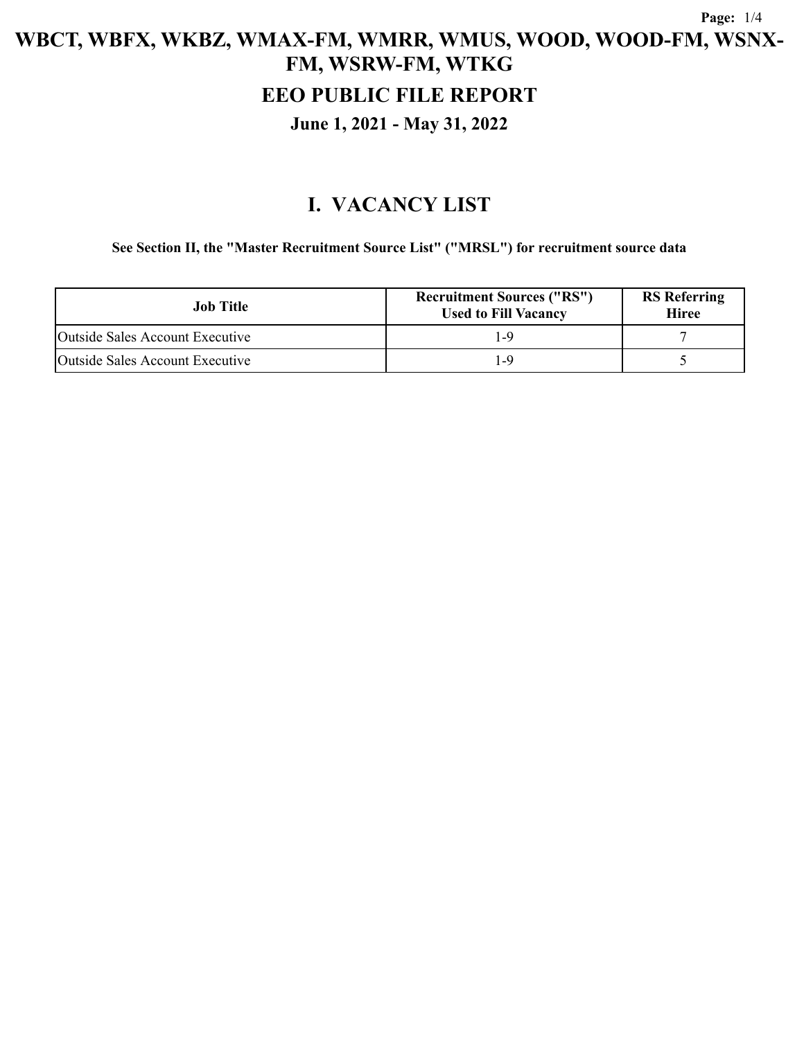# WBCT, WBFX, WKBZ, WMAX-FM, WMRR, WMUS, WOOD, WOOD-FM, WSNX-FM, WSRW-FM, WTKG

## EEO PUBLIC FILE REPORT

### June 1, 2021 - May 31, 2022

## I. VACANCY LIST

**See Section II, the "Master Recruitment Source List" ("MRSL") for recruitment source data**

| Job Title | Recruitment Sources ("RS") Used to Fill Vacancy | RS Referring Hiree |
|---|---|---|
| Outside Sales Account Executive | 1-9 | 7 |
| Outside Sales Account Executive | 1-9 | 5 |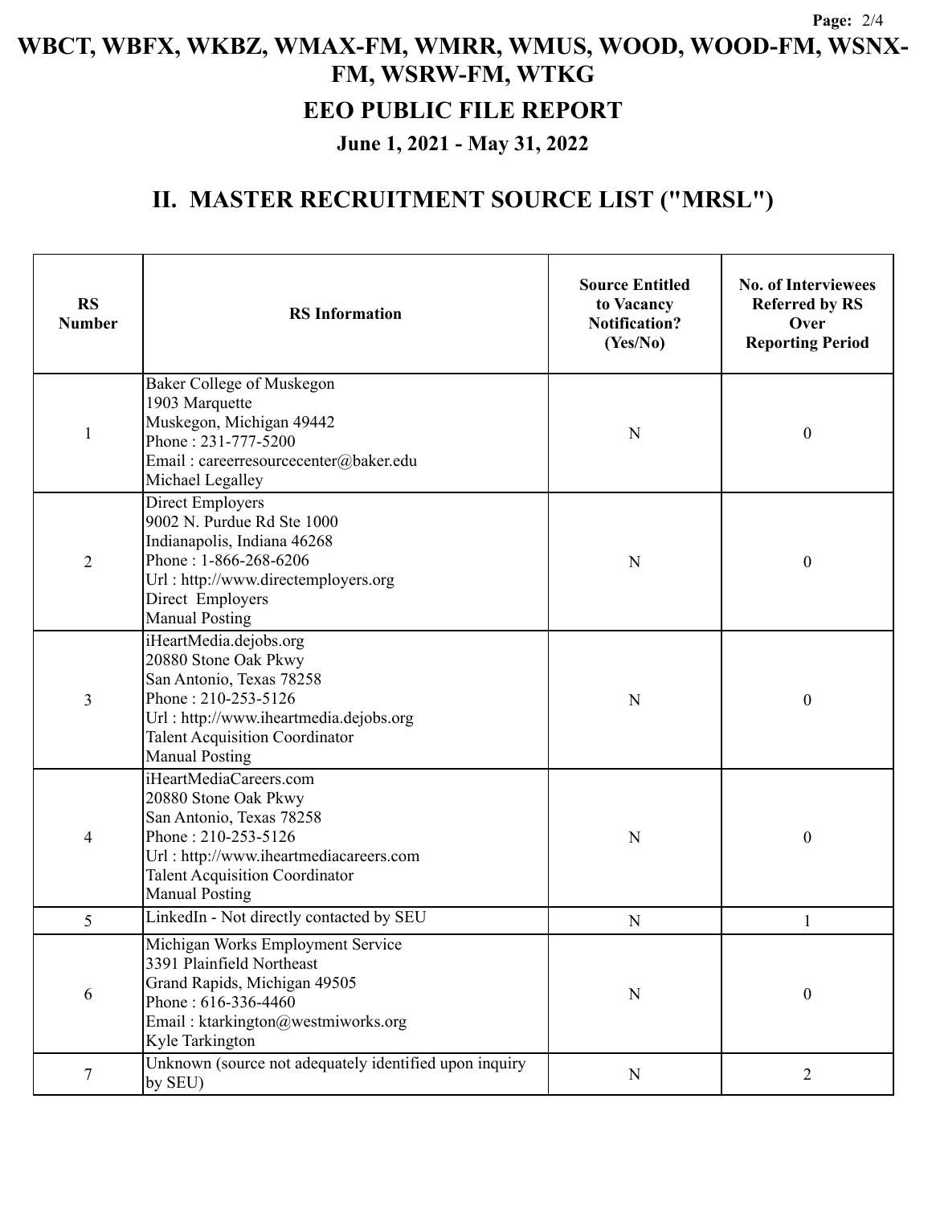# WBCT, WBFX, WKBZ, WMAX-FM, WMRR, WMUS, WOOD, WOOD-FM, WSNX-FM, WSRW-FM, WTKG

## EEO PUBLIC FILE REPORT

### June 1, 2021 - May 31, 2022

## II. MASTER RECRUITMENT SOURCE LIST ("MRSL")

| RS Number | RS Information | Source Entitled to Vacancy Notification? (Yes/No) | No. of Interviewees Referred by RS Over Reporting Period |
|---|---|---|---|
| 1 | Baker College of Muskegon<br>1903 Marquette<br>Muskegon, Michigan 49442<br>Phone : 231-777-5200<br>Email : careerresourcecenter@baker.edu<br>Michael Legalley | N | 0 |
| 2 | Direct Employers<br>9002 N. Purdue Rd Ste 1000<br>Indianapolis, Indiana 46268<br>Phone : 1-866-268-6206<br>Url : http://www.directemployers.org<br>Direct Employers<br>Manual Posting | N | 0 |
| 3 | iHeartMedia.dejobs.org<br>20880 Stone Oak Pkwy<br>San Antonio, Texas 78258<br>Phone : 210-253-5126<br>Url : http://www.iheartmedia.dejobs.org<br>Talent Acquisition Coordinator<br>Manual Posting | N | 0 |
| 4 | iHeartMediaCareers.com<br>20880 Stone Oak Pkwy<br>San Antonio, Texas 78258<br>Phone : 210-253-5126<br>Url : http://www.iheartmediacareers.com<br>Talent Acquisition Coordinator<br>Manual Posting | N | 0 |
| 5 | LinkedIn - Not directly contacted by SEU | N | 1 |
| 6 | Michigan Works Employment Service<br>3391 Plainfield Northeast<br>Grand Rapids, Michigan 49505<br>Phone : 616-336-4460<br>Email : ktarkington@westmiworks.org<br>Kyle Tarkington | N | 0 |
| 7 | Unknown (source not adequately identified upon inquiry by SEU) | N | 2 |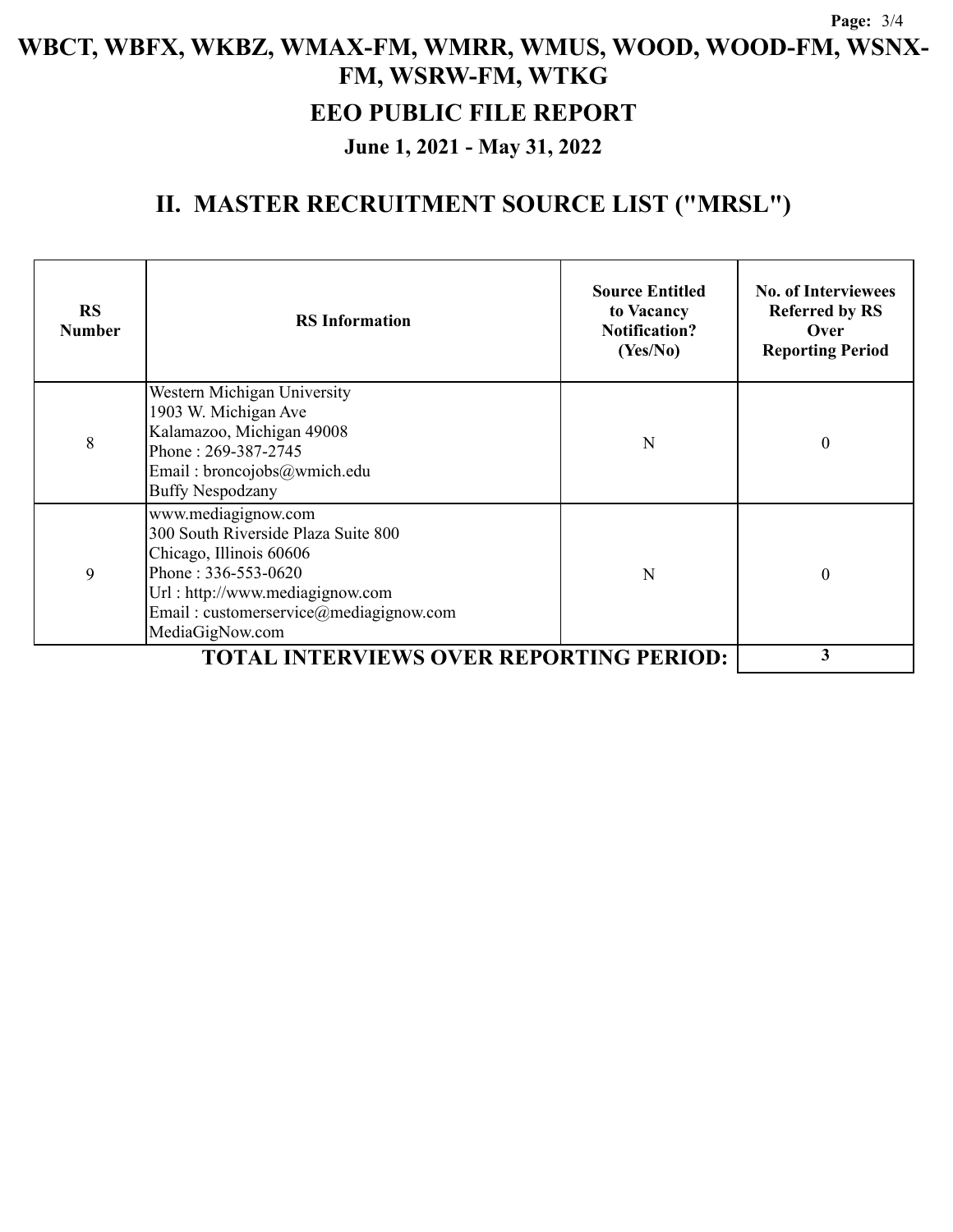# WBCT, WBFX, WKBZ, WMAX-FM, WMRR, WMUS, WOOD, WOOD-FM, WSNX-FM, WSRW-FM, WTKG

## EEO PUBLIC FILE REPORT

### June 1, 2021 - May 31, 2022

## II. MASTER RECRUITMENT SOURCE LIST ("MRSL")

| RS Number | RS Information | Source Entitled to Vacancy Notification? (Yes/No) | No. of Interviewees Referred by RS Over Reporting Period |
|---|---|---|---|
| 8 | Western Michigan University<br>1903 W. Michigan Ave<br>Kalamazoo, Michigan 49008<br>Phone : 269-387-2745<br>Email : broncojobs@wmich.edu<br>Buffy Nespodzany | N | 0 |
| 9 | www.mediagignow.com<br>300 South Riverside Plaza Suite 800<br>Chicago, Illinois 60606<br>Phone : 336-553-0620<br>Url : http://www.mediagignow.com<br>Email : customerservice@mediagignow.com<br>MediaGigNow.com | N | 0 |
| | **TOTAL INTERVIEWS OVER REPORTING PERIOD:** | | **3** |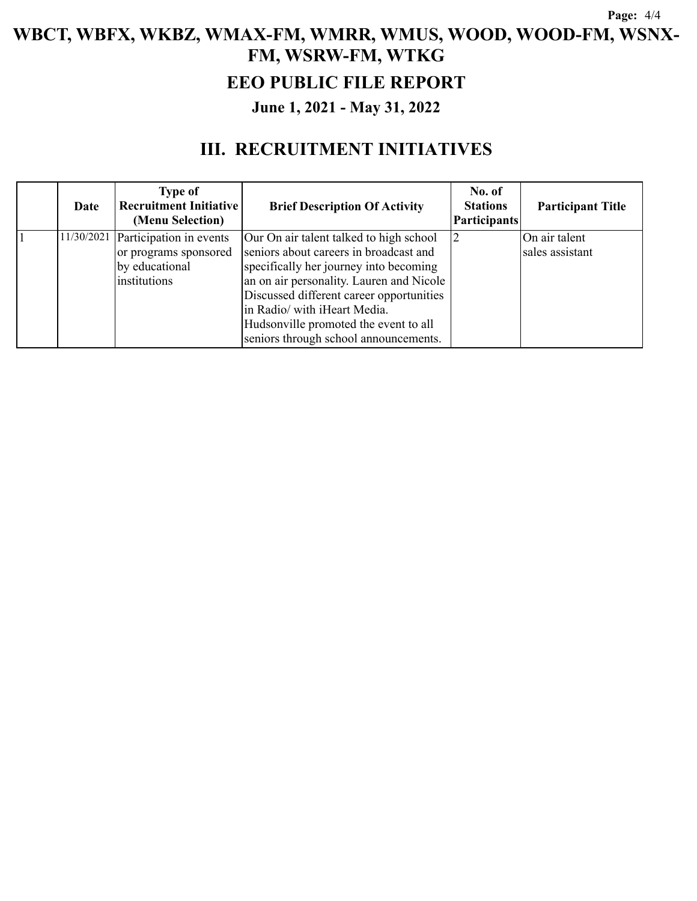# WBCT, WBFX, WKBZ, WMAX-FM, WMRR, WMUS, WOOD, WOOD-FM, WSNX-FM, WSRW-FM, WTKG

## EEO PUBLIC FILE REPORT

### June 1, 2021 - May 31, 2022

## III. RECRUITMENT INITIATIVES

| | Date | Type of Recruitment Initiative (Menu Selection) | Brief Description Of Activity | No. of Stations Participants | Participant Title |
|---|---|---|---|---|---|
| 1 | 11/30/2021 | Participation in events or programs sponsored by educational institutions | Our On air talent talked to high school seniors about careers in broadcast and specifically her journey into becoming an on air personality. Lauren and Nicole Discussed different career opportunities in Radio/ with iHeart Media. Hudsonville promoted the event to all seniors through school announcements. | 2 | On air talent sales assistant |